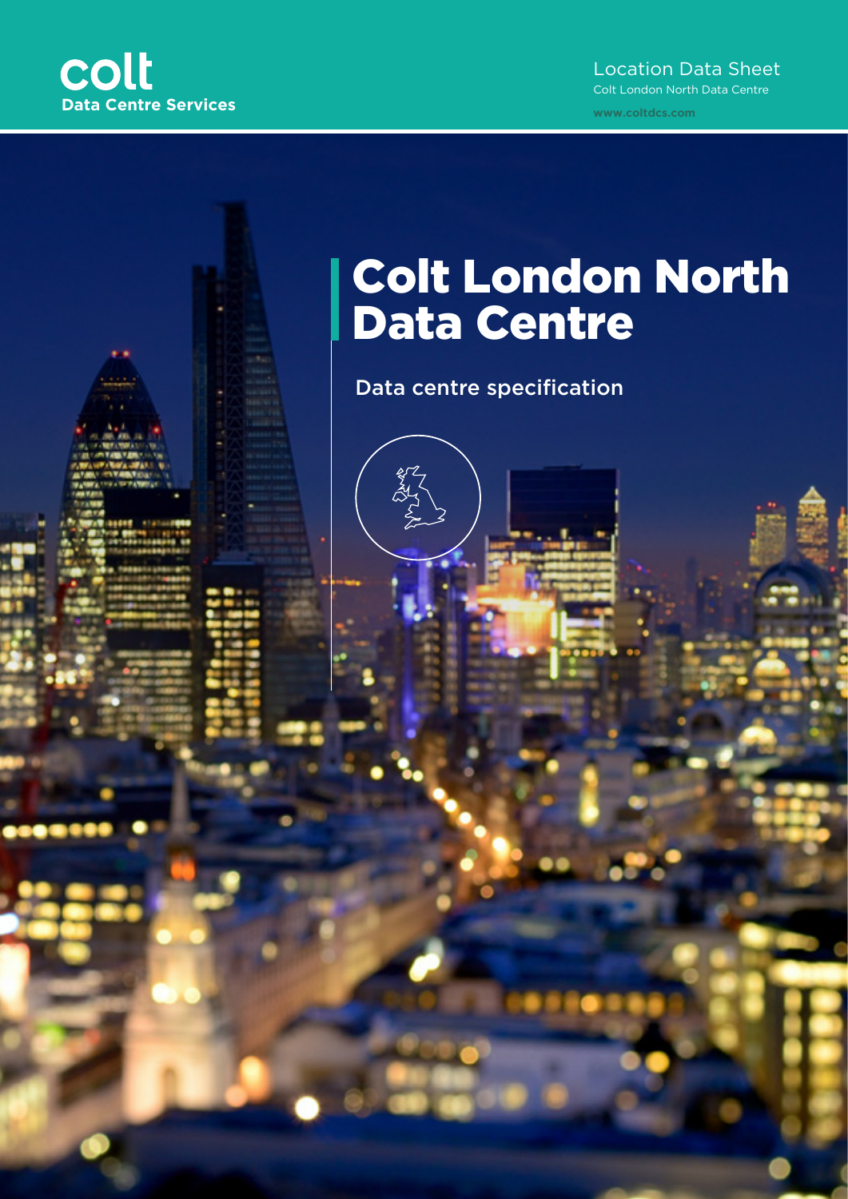colt
Data Centre Services

Location Data Sheet
Colt London North Data Centre
www.coltdcs.com

# Colt London North Data Centre

Data centre specification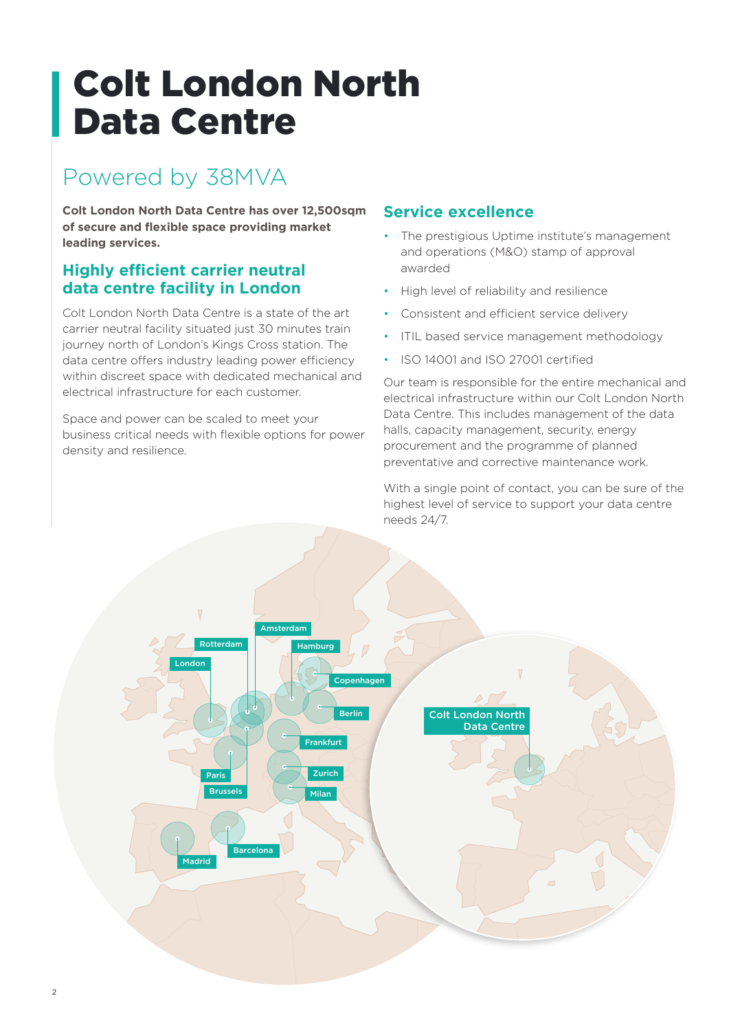# Colt London North Data Centre

## Powered by 38MVA

**Colt London North Data Centre has over 12,500sqm of secure and flexible space providing market leading services.**

### Highly efficient carrier neutral data centre facility in London

Colt London North Data Centre is a state of the art carrier neutral facility situated just 30 minutes train journey north of London's Kings Cross station. The data centre offers industry leading power efficiency within discreet space with dedicated mechanical and electrical infrastructure for each customer.

Space and power can be scaled to meet your business critical needs with flexible options for power density and resilience.

### Service excellence

- The prestigious Uptime institute's management and operations (M&O) stamp of approval awarded
- High level of reliability and resilience
- Consistent and efficient service delivery
- ITIL based service management methodology
- ISO 14001 and ISO 27001 certified

Our team is responsible for the entire mechanical and electrical infrastructure within our Colt London North Data Centre. This includes management of the data halls, capacity management, security, energy procurement and the programme of planned preventative and corrective maintenance work.

With a single point of contact, you can be sure of the highest level of service to support your data centre needs 24/7.

Amsterdam
Rotterdam
Hamburg
London
Copenhagen
Berlin
Frankfurt
Zurich
Paris
Milan
Brussels
Barcelona
Madrid

Colt London North Data Centre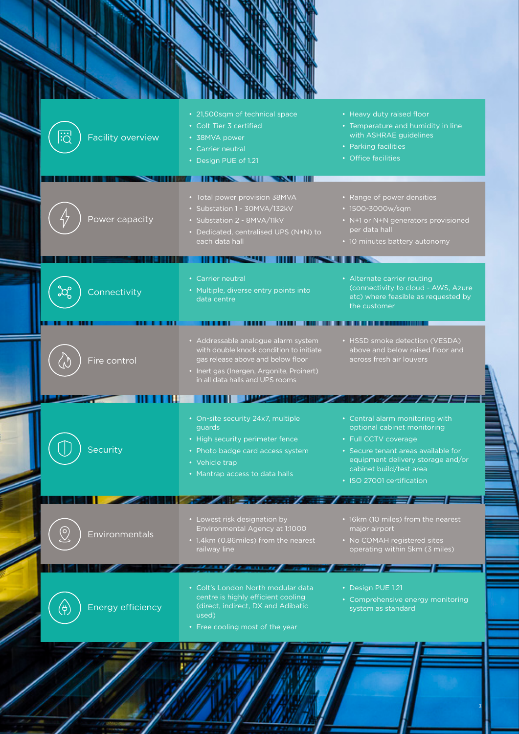## Facility overview

- 21,500sqm of technical space
- Colt Tier 3 certified
- 38MVA power
- Carrier neutral
- Design PUE of 1.21
- Heavy duty raised floor
- Temperature and humidity in line with ASHRAE guidelines
- Parking facilities
- Office facilities

## Power capacity

- Total power provision 38MVA
- Substation 1 - 30MVA/132kV
- Substation 2 - 8MVA/11kV
- Dedicated, centralised UPS (N+N) to each data hall
- Range of power densities
- 1500-3000w/sqm
- N+1 or N+N generators provisioned per data hall
- 10 minutes battery autonomy

## Connectivity

- Carrier neutral
- Multiple, diverse entry points into data centre
- Alternate carrier routing (connectivity to cloud - AWS, Azure etc) where feasible as requested by the customer

## Fire control

- Addressable analogue alarm system with double knock condition to initiate gas release above and below floor
- Inert gas (Inergen, Argonite, Proinert) in all data halls and UPS rooms
- HSSD smoke detection (VESDA) above and below raised floor and across fresh air louvers

## Security

- On-site security 24x7, multiple guards
- High security perimeter fence
- Photo badge card access system
- Vehicle trap
- Mantrap access to data halls
- Central alarm monitoring with optional cabinet monitoring
- Full CCTV coverage
- Secure tenant areas available for equipment delivery storage and/or cabinet build/test area
- ISO 27001 certification

## Environmentals

- Lowest risk designation by Environmental Agency at 1:1000
- 1.4km (0.86miles) from the nearest railway line
- 16km (10 miles) from the nearest major airport
- No COMAH registered sites operating within 5km (3 miles)

## Energy efficiency

- Colt's London North modular data centre is highly efficient cooling (direct, indirect, DX and Adibatic used)
- Free cooling most of the year
- Design PUE 1.21
- Comprehensive energy monitoring system as standard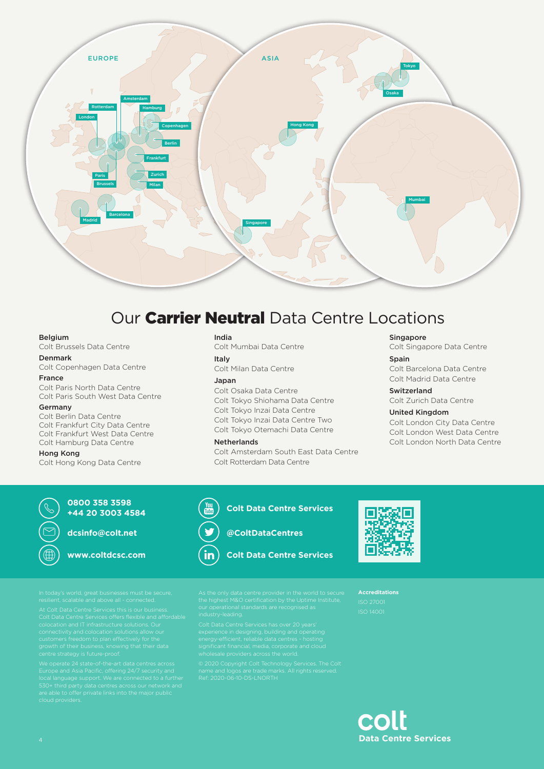EUROPE

London
Rotterdam
Amsterdam
Hamburg
Copenhagen
Berlin
Frankfurt
Paris
Brussels
Zurich
Milan
Madrid
Barcelona

ASIA

Tokyo
Osaka
Hong Kong
Singapore
Mumbai

# Our **Carrier Neutral** Data Centre Locations

**Belgium**
Colt Brussels Data Centre

**Denmark**
Colt Copenhagen Data Centre

**France**
Colt Paris North Data Centre
Colt Paris South West Data Centre

**Germany**
Colt Berlin Data Centre
Colt Frankfurt City Data Centre
Colt Frankfurt West Data Centre
Colt Hamburg Data Centre

**Hong Kong**
Colt Hong Kong Data Centre

**India**
Colt Mumbai Data Centre

**Italy**
Colt Milan Data Centre

**Japan**
Colt Osaka Data Centre
Colt Tokyo Shiohama Data Centre
Colt Tokyo Inzai Data Centre
Colt Tokyo Inzai Data Centre Two
Colt Tokyo Otemachi Data Centre

**Netherlands**
Colt Amsterdam South East Data Centre
Colt Rotterdam Data Centre

**Singapore**
Colt Singapore Data Centre

**Spain**
Colt Barcelona Data Centre
Colt Madrid Data Centre

**Switzerland**
Colt Zurich Data Centre

**United Kingdom**
Colt London City Data Centre
Colt London West Data Centre
Colt London North Data Centre

**0800 358 3598**
**+44 20 3003 4584**

**dcsinfo@colt.net**

**www.coltdcsc.com**

**Colt Data Centre Services**

**@ColtDataCentres**

**Colt Data Centre Services**

In today's world, great businesses must be secure, resilient, scalable and above all - connected.

At Colt Data Centre Services this is our business. Colt Data Centre Services offers flexible and affordable colocation and IT infrastructure solutions. Our connectivity and colocation solutions allow our customers freedom to plan effectively for the growth of their business, knowing that their data centre strategy is future-proof.

We operate 24 state-of-the-art data centres across Europe and Asia Pacific, offering 24/7 security and local language support. We are connected to a further 530+ third party data centres across our network and are able to offer private links into the major public cloud providers.

As the only data centre provider in the world to secure the highest M&O certification by the Uptime Institute, our operational standards are recognised as industry-leading.

Colt Data Centre Services has over 20 years' experience in designing, building and operating energy-efficient, reliable data centres - hosting significant financial, media, corporate and cloud wholesale providers across the world.

© 2020 Copyright Colt Technology Services. The Colt name and logos are trade marks. All rights reserved.
Ref: 2020-06-10-DS-LNORTH

**Accreditations**
ISO 27001
ISO 14001

colt
**Data Centre Services**